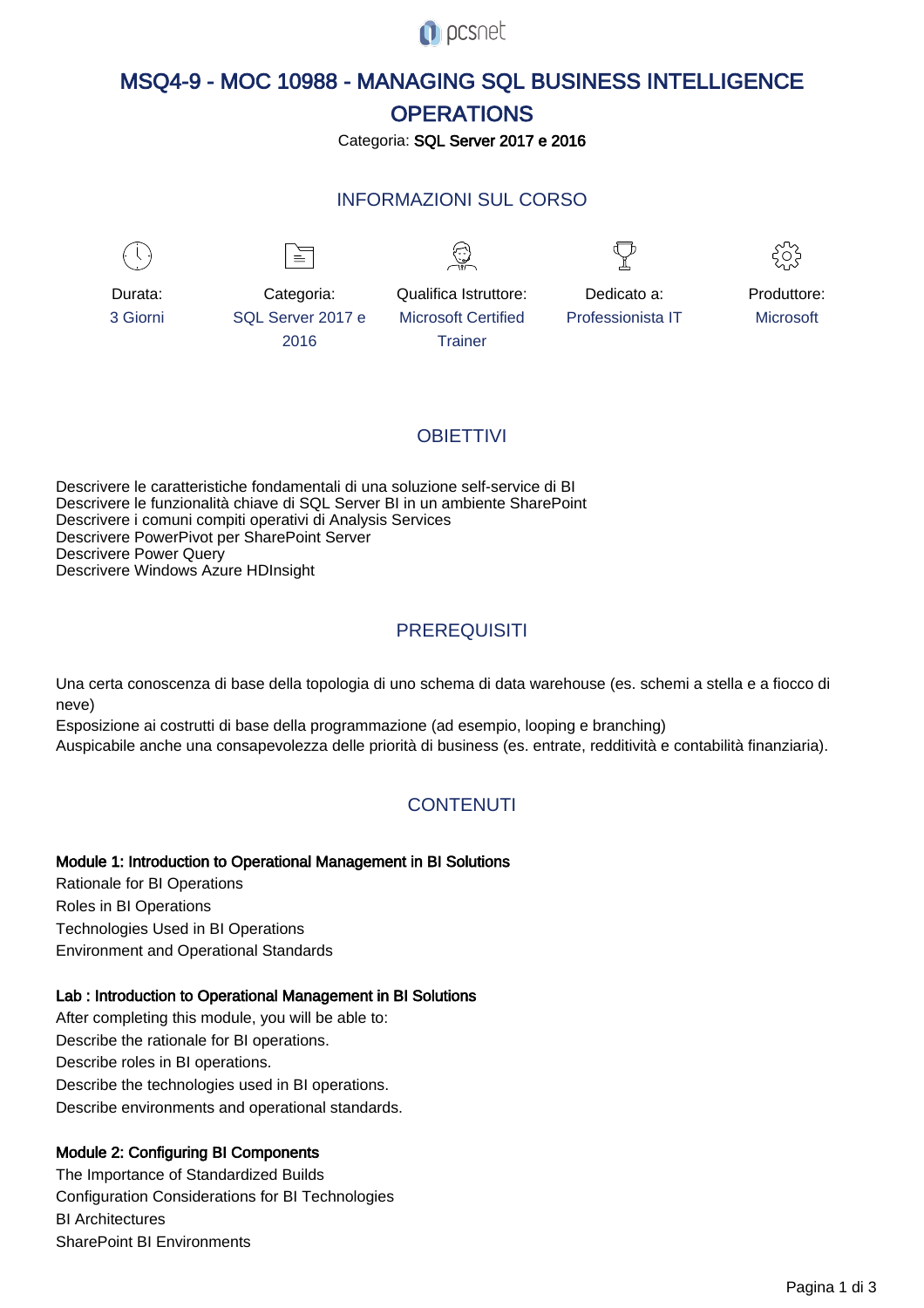# MSQ4-9 - MOC 10988 - MANAGING SQL BUSINESS INTELLIGENCE OPERATIONS

Categoria: **SQL Server 2017 e 2016**

## INFORMAZIONI SUL CORSO

| Durata: | Categoria: | Qualifica Istruttore: | Dedicato a: | Produttore: |
|---|---|---|---|---|
| 3 Giorni | SQL Server 2017 e 2016 | Microsoft Certified Trainer | Professionista IT | Microsoft |

## OBIETTIVI

Descrivere le caratteristiche fondamentali di una soluzione self-service di BI
Descrivere le funzionalità chiave di SQL Server BI in un ambiente SharePoint
Descrivere i comuni compiti operativi di Analysis Services
Descrivere PowerPivot per SharePoint Server
Descrivere Power Query
Descrivere Windows Azure HDInsight

## PREREQUISITI

Una certa conoscenza di base della topologia di uno schema di data warehouse (es. schemi a stella e a fiocco di neve)
Esposizione ai costrutti di base della programmazione (ad esempio, looping e branching)
Auspicabile anche una consapevolezza delle priorità di business (es. entrate, redditività e contabilità finanziaria).

## CONTENUTI

**Module 1: Introduction to Operational Management in BI Solutions**

Rationale for BI Operations
Roles in BI Operations
Technologies Used in BI Operations
Environment and Operational Standards

**Lab : Introduction to Operational Management in BI Solutions**

After completing this module, you will be able to:
Describe the rationale for BI operations.
Describe roles in BI operations.
Describe the technologies used in BI operations.
Describe environments and operational standards.

**Module 2: Configuring BI Components**

The Importance of Standardized Builds
Configuration Considerations for BI Technologies
BI Architectures
SharePoint BI Environments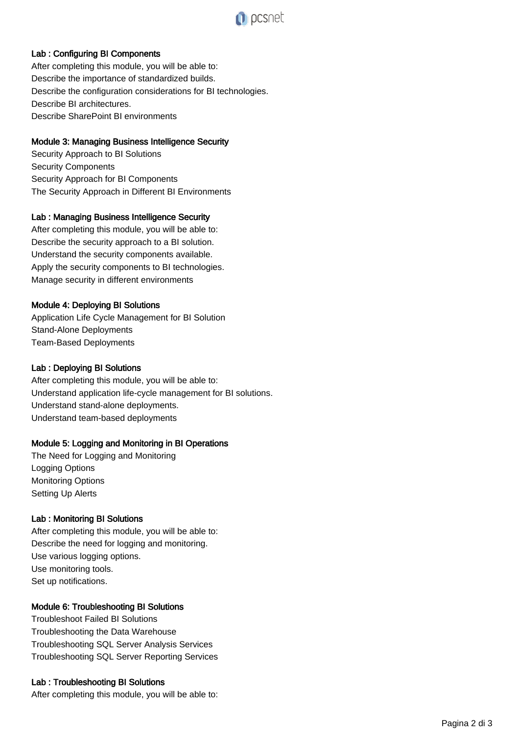#### Lab : Configuring BI Components

After completing this module, you will be able to:
Describe the importance of standardized builds.
Describe the configuration considerations for BI technologies.
Describe BI architectures.
Describe SharePoint BI environments

#### Module 3: Managing Business Intelligence Security

Security Approach to BI Solutions
Security Components
Security Approach for BI Components
The Security Approach in Different BI Environments

#### Lab : Managing Business Intelligence Security

After completing this module, you will be able to:
Describe the security approach to a BI solution.
Understand the security components available.
Apply the security components to BI technologies.
Manage security in different environments

#### Module 4: Deploying BI Solutions

Application Life Cycle Management for BI Solution
Stand-Alone Deployments
Team-Based Deployments

#### Lab : Deploying BI Solutions

After completing this module, you will be able to:
Understand application life-cycle management for BI solutions.
Understand stand-alone deployments.
Understand team-based deployments

#### Module 5: Logging and Monitoring in BI Operations

The Need for Logging and Monitoring
Logging Options
Monitoring Options
Setting Up Alerts

#### Lab : Monitoring BI Solutions

After completing this module, you will be able to:
Describe the need for logging and monitoring.
Use various logging options.
Use monitoring tools.
Set up notifications.

#### Module 6: Troubleshooting BI Solutions

Troubleshoot Failed BI Solutions
Troubleshooting the Data Warehouse
Troubleshooting SQL Server Analysis Services
Troubleshooting SQL Server Reporting Services

#### Lab : Troubleshooting BI Solutions

After completing this module, you will be able to: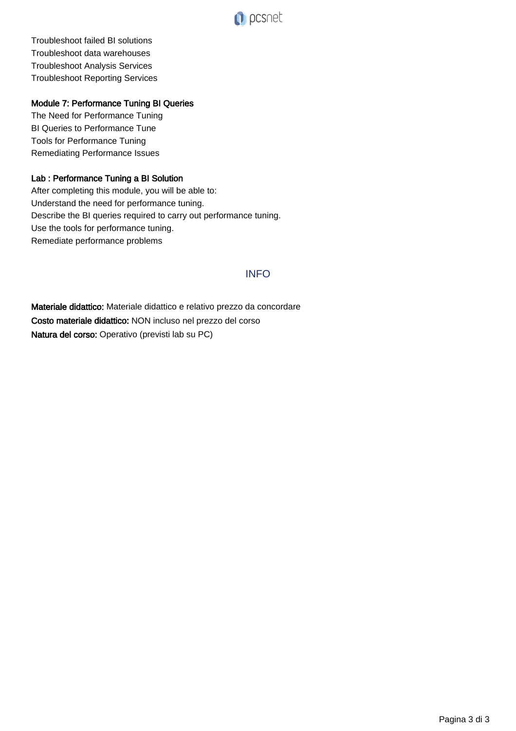Troubleshoot failed BI solutions
Troubleshoot data warehouses
Troubleshoot Analysis Services
Troubleshoot Reporting Services

**Module 7: Performance Tuning BI Queries**

The Need for Performance Tuning
BI Queries to Performance Tune
Tools for Performance Tuning
Remediating Performance Issues

**Lab : Performance Tuning a BI Solution**

After completing this module, you will be able to:
Understand the need for performance tuning.
Describe the BI queries required to carry out performance tuning.
Use the tools for performance tuning.
Remediate performance problems

## INFO

**Materiale didattico:** Materiale didattico e relativo prezzo da concordare
**Costo materiale didattico:** NON incluso nel prezzo del corso
**Natura del corso:** Operativo (previsti lab su PC)